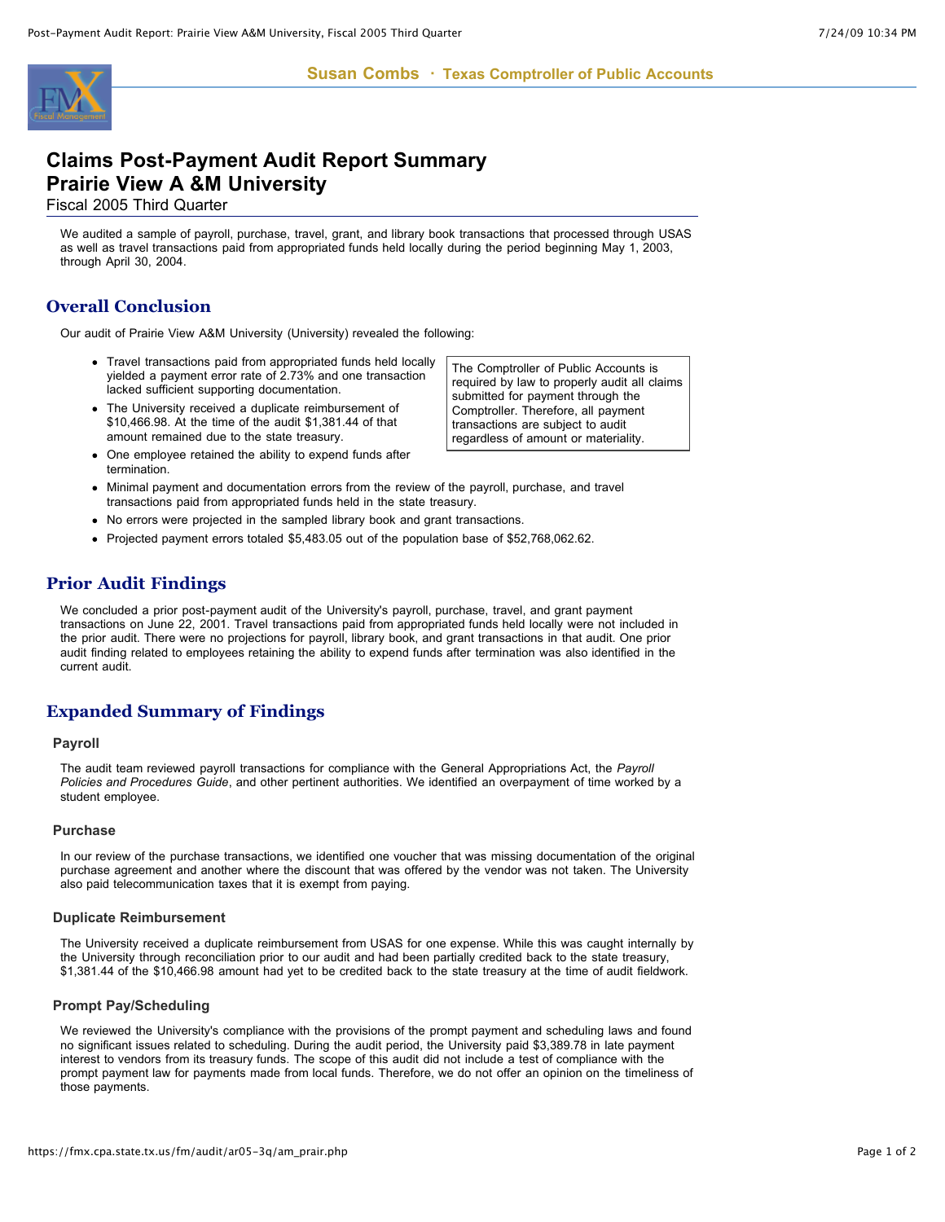Susan Combs · Texas Comptroller of Public Accounts

# Claims Post-Payment Audit Report Summary
# Prairie View A &M University

Fiscal 2005 Third Quarter

We audited a sample of payroll, purchase, travel, grant, and library book transactions that processed through USAS as well as travel transactions paid from appropriated funds held locally during the period beginning May 1, 2003, through April 30, 2004.

## Overall Conclusion

Our audit of Prairie View A&M University (University) revealed the following:

- Travel transactions paid from appropriated funds held locally yielded a payment error rate of 2.73% and one transaction lacked sufficient supporting documentation.
- The University received a duplicate reimbursement of $10,466.98. At the time of the audit $1,381.44 of that amount remained due to the state treasury.
- One employee retained the ability to expend funds after termination.
- Minimal payment and documentation errors from the review of the payroll, purchase, and travel transactions paid from appropriated funds held in the state treasury.
- No errors were projected in the sampled library book and grant transactions.
- Projected payment errors totaled $5,483.05 out of the population base of $52,768,062.62.

> The Comptroller of Public Accounts is required by law to properly audit all claims submitted for payment through the Comptroller. Therefore, all payment transactions are subject to audit regardless of amount or materiality.

## Prior Audit Findings

We concluded a prior post-payment audit of the University's payroll, purchase, travel, and grant payment transactions on June 22, 2001. Travel transactions paid from appropriated funds held locally were not included in the prior audit. There were no projections for payroll, library book, and grant transactions in that audit. One prior audit finding related to employees retaining the ability to expend funds after termination was also identified in the current audit.

## Expanded Summary of Findings

### Payroll

The audit team reviewed payroll transactions for compliance with the General Appropriations Act, the *Payroll Policies and Procedures Guide*, and other pertinent authorities. We identified an overpayment of time worked by a student employee.

### Purchase

In our review of the purchase transactions, we identified one voucher that was missing documentation of the original purchase agreement and another where the discount that was offered by the vendor was not taken. The University also paid telecommunication taxes that it is exempt from paying.

### Duplicate Reimbursement

The University received a duplicate reimbursement from USAS for one expense. While this was caught internally by the University through reconciliation prior to our audit and had been partially credited back to the state treasury, $1,381.44 of the $10,466.98 amount had yet to be credited back to the state treasury at the time of audit fieldwork.

### Prompt Pay/Scheduling

We reviewed the University's compliance with the provisions of the prompt payment and scheduling laws and found no significant issues related to scheduling. During the audit period, the University paid $3,389.78 in late payment interest to vendors from its treasury funds. The scope of this audit did not include a test of compliance with the prompt payment law for payments made from local funds. Therefore, we do not offer an opinion on the timeliness of those payments.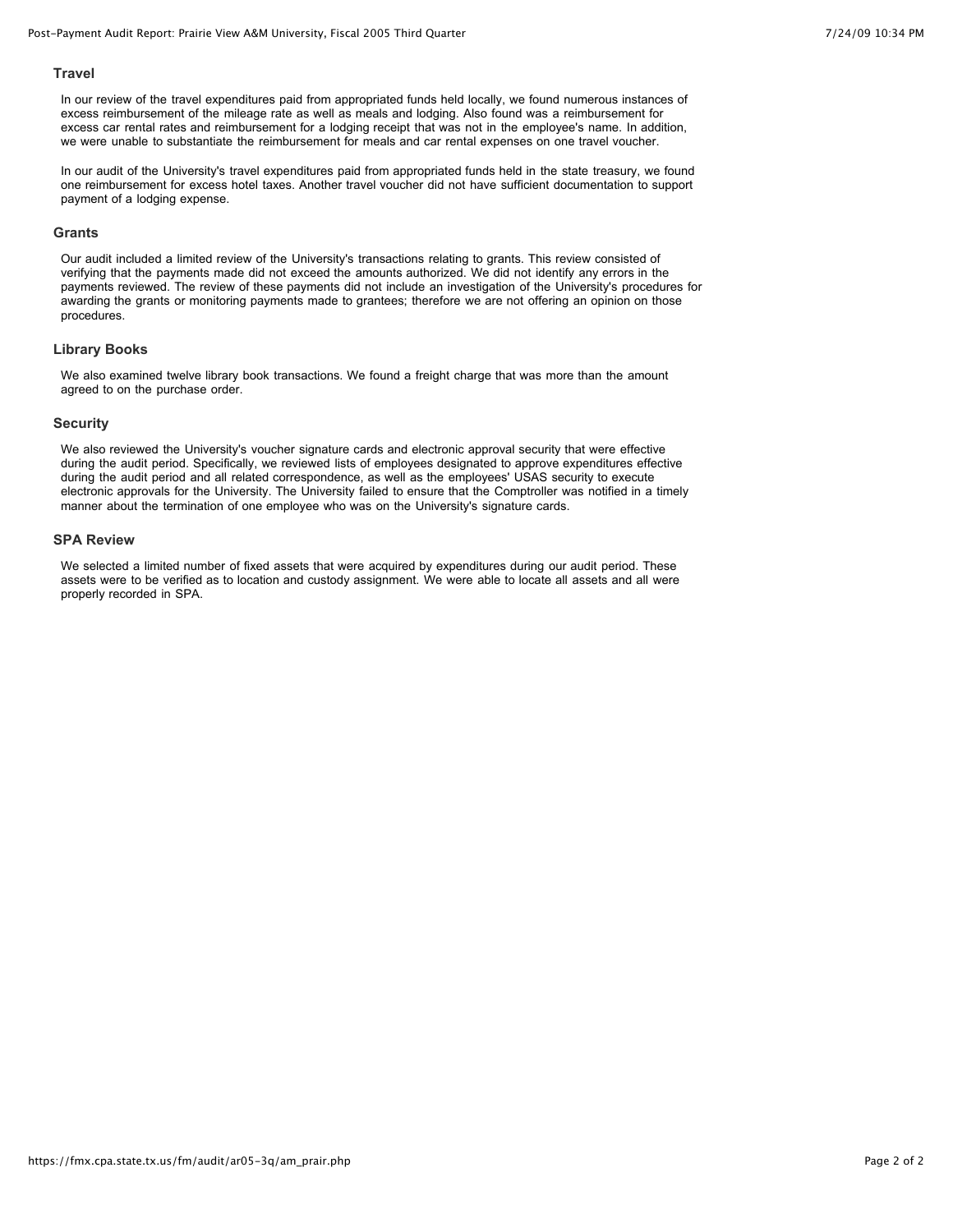### Travel

In our review of the travel expenditures paid from appropriated funds held locally, we found numerous instances of excess reimbursement of the mileage rate as well as meals and lodging. Also found was a reimbursement for excess car rental rates and reimbursement for a lodging receipt that was not in the employee's name. In addition, we were unable to substantiate the reimbursement for meals and car rental expenses on one travel voucher.

In our audit of the University's travel expenditures paid from appropriated funds held in the state treasury, we found one reimbursement for excess hotel taxes. Another travel voucher did not have sufficient documentation to support payment of a lodging expense.

### Grants

Our audit included a limited review of the University's transactions relating to grants. This review consisted of verifying that the payments made did not exceed the amounts authorized. We did not identify any errors in the payments reviewed. The review of these payments did not include an investigation of the University's procedures for awarding the grants or monitoring payments made to grantees; therefore we are not offering an opinion on those procedures.

### Library Books

We also examined twelve library book transactions. We found a freight charge that was more than the amount agreed to on the purchase order.

### Security

We also reviewed the University's voucher signature cards and electronic approval security that were effective during the audit period. Specifically, we reviewed lists of employees designated to approve expenditures effective during the audit period and all related correspondence, as well as the employees' USAS security to execute electronic approvals for the University. The University failed to ensure that the Comptroller was notified in a timely manner about the termination of one employee who was on the University's signature cards.

### SPA Review

We selected a limited number of fixed assets that were acquired by expenditures during our audit period. These assets were to be verified as to location and custody assignment. We were able to locate all assets and all were properly recorded in SPA.